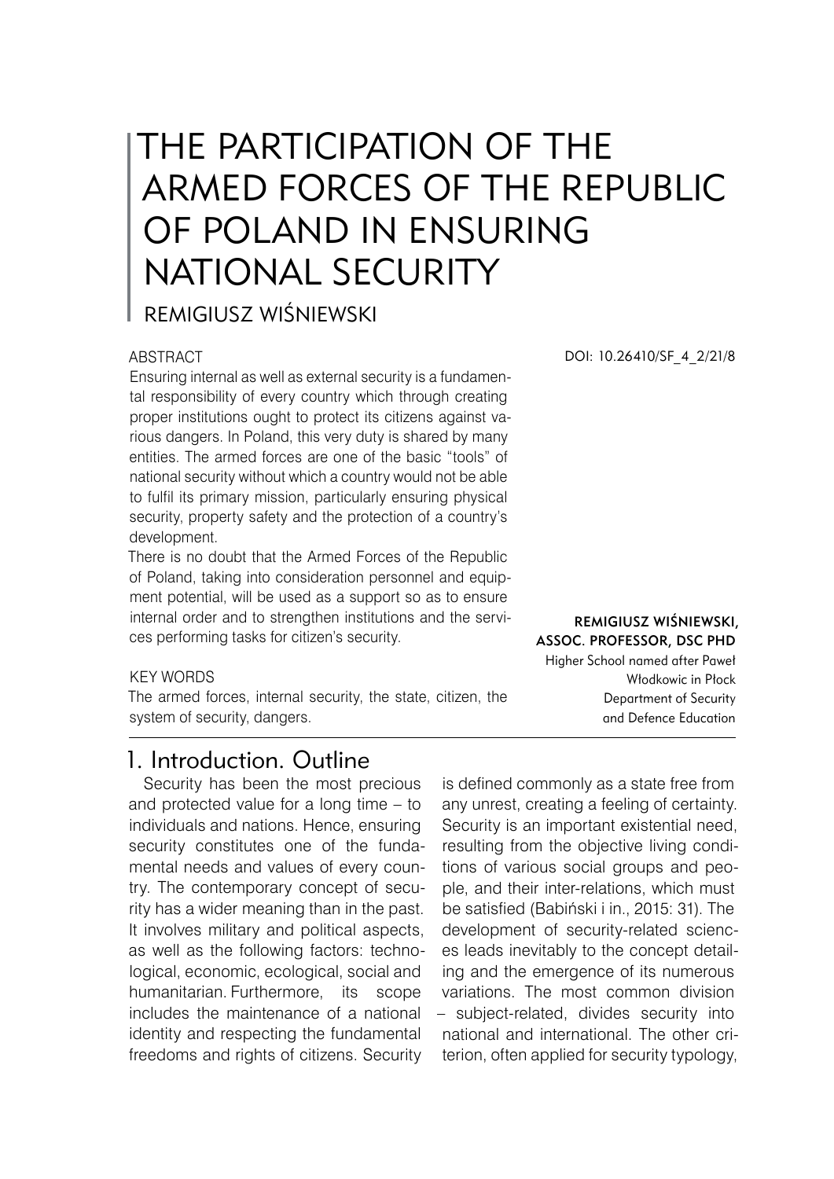# THE PARTICIPATION OF THE ARMED FORCES OF THE REPUBLIC OF POLAND IN ENSURING NATIONAL SECURITY

REMIGIUSZ WIŚNIEWSKI

DOI: 10.26410/SF_4_2/21/8

**REMIGIUSZ WIŚNIEWSKI, ASSOC. PROFESSOR, DSC PHD**
Higher School named after Paweł Włodkowic in Płock
Department of Security and Defence Education

ABSTRACT

Ensuring internal as well as external security is a fundamental responsibility of every country which through creating proper institutions ought to protect its citizens against various dangers. In Poland, this very duty is shared by many entities. The armed forces are one of the basic "tools" of national security without which a country would not be able to fulfil its primary mission, particularly ensuring physical security, property safety and the protection of a country's development.

There is no doubt that the Armed Forces of the Republic of Poland, taking into consideration personnel and equipment potential, will be used as a support so as to ensure internal order and to strengthen institutions and the services performing tasks for citizen's security.

KEY WORDS

The armed forces, internal security, the state, citizen, the system of security, dangers.

## 1. Introduction. Outline

Security has been the most precious and protected value for a long time – to individuals and nations. Hence, ensuring security constitutes one of the fundamental needs and values of every country. The contemporary concept of security has a wider meaning than in the past. It involves military and political aspects, as well as the following factors: technological, economic, ecological, social and humanitarian. Furthermore, its scope includes the maintenance of a national identity and respecting the fundamental freedoms and rights of citizens. Security is defined commonly as a state free from any unrest, creating a feeling of certainty. Security is an important existential need, resulting from the objective living conditions of various social groups and people, and their inter-relations, which must be satisfied (Babiński i in., 2015: 31). The development of security-related sciences leads inevitably to the concept detailing and the emergence of its numerous variations. The most common division – subject-related, divides security into national and international. The other criterion, often applied for security typology,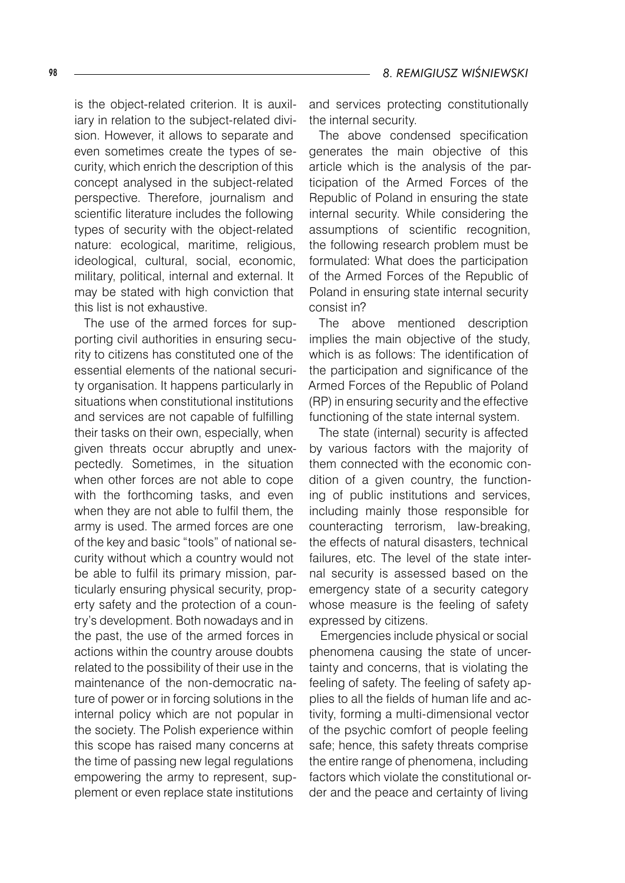is the object-related criterion. It is auxiliary in relation to the subject-related division. However, it allows to separate and even sometimes create the types of security, which enrich the description of this concept analysed in the subject-related perspective. Therefore, journalism and scientific literature includes the following types of security with the object-related nature: ecological, maritime, religious, ideological, cultural, social, economic, military, political, internal and external. It may be stated with high conviction that this list is not exhaustive.

The use of the armed forces for supporting civil authorities in ensuring security to citizens has constituted one of the essential elements of the national security organisation. It happens particularly in situations when constitutional institutions and services are not capable of fulfilling their tasks on their own, especially, when given threats occur abruptly and unexpectedly. Sometimes, in the situation when other forces are not able to cope with the forthcoming tasks, and even when they are not able to fulfil them, the army is used. The armed forces are one of the key and basic "tools" of national security without which a country would not be able to fulfil its primary mission, particularly ensuring physical security, property safety and the protection of a country's development. Both nowadays and in the past, the use of the armed forces in actions within the country arouse doubts related to the possibility of their use in the maintenance of the non-democratic nature of power or in forcing solutions in the internal policy which are not popular in the society. The Polish experience within this scope has raised many concerns at the time of passing new legal regulations empowering the army to represent, supplement or even replace state institutions and services protecting constitutionally the internal security.

The above condensed specification generates the main objective of this article which is the analysis of the participation of the Armed Forces of the Republic of Poland in ensuring the state internal security. While considering the assumptions of scientific recognition, the following research problem must be formulated: What does the participation of the Armed Forces of the Republic of Poland in ensuring state internal security consist in?

The above mentioned description implies the main objective of the study, which is as follows: The identification of the participation and significance of the Armed Forces of the Republic of Poland (RP) in ensuring security and the effective functioning of the state internal system.

The state (internal) security is affected by various factors with the majority of them connected with the economic condition of a given country, the functioning of public institutions and services, including mainly those responsible for counteracting terrorism, law-breaking, the effects of natural disasters, technical failures, etc. The level of the state internal security is assessed based on the emergency state of a security category whose measure is the feeling of safety expressed by citizens.

Emergencies include physical or social phenomena causing the state of uncertainty and concerns, that is violating the feeling of safety. The feeling of safety applies to all the fields of human life and activity, forming a multi-dimensional vector of the psychic comfort of people feeling safe; hence, this safety threats comprise the entire range of phenomena, including factors which violate the constitutional order and the peace and certainty of living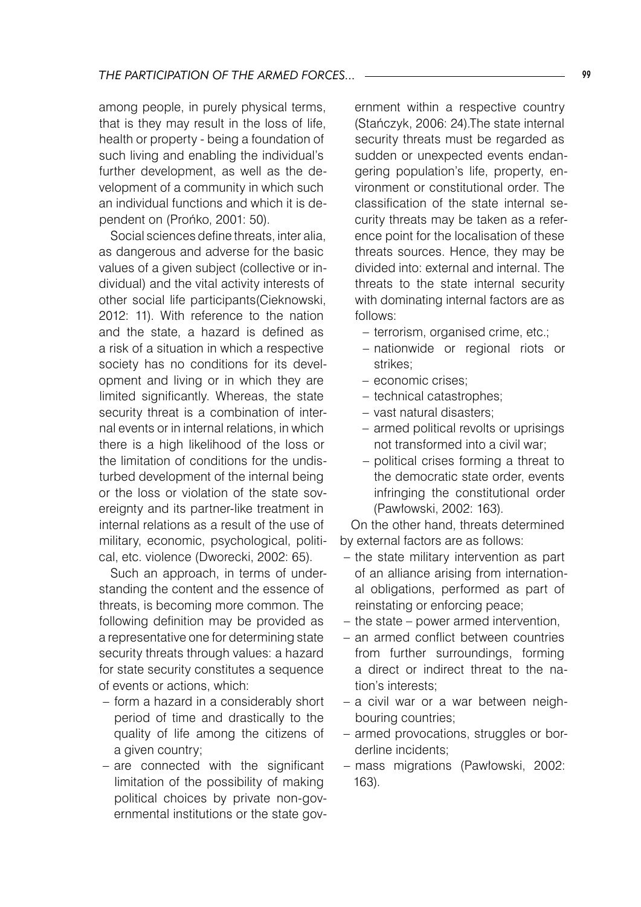among people, in purely physical terms, that is they may result in the loss of life, health or property - being a foundation of such living and enabling the individual's further development, as well as the development of a community in which such an individual functions and which it is dependent on (Prońko, 2001: 50).

Social sciences define threats, inter alia, as dangerous and adverse for the basic values of a given subject (collective or individual) and the vital activity interests of other social life participants(Cieknowski, 2012: 11). With reference to the nation and the state, a hazard is defined as a risk of a situation in which a respective society has no conditions for its development and living or in which they are limited significantly. Whereas, the state security threat is a combination of internal events or in internal relations, in which there is a high likelihood of the loss or the limitation of conditions for the undisturbed development of the internal being or the loss or violation of the state sovereignty and its partner-like treatment in internal relations as a result of the use of military, economic, psychological, political, etc. violence (Dworecki, 2002: 65).

Such an approach, in terms of understanding the content and the essence of threats, is becoming more common. The following definition may be provided as a representative one for determining state security threats through values: a hazard for state security constitutes a sequence of events or actions, which:

- form a hazard in a considerably short period of time and drastically to the quality of life among the citizens of a given country;
- are connected with the significant limitation of the possibility of making political choices by private non-governmental institutions or the state government within a respective country (Stańczyk, 2006: 24).The state internal security threats must be regarded as sudden or unexpected events endangering population's life, property, environment or constitutional order. The classification of the state internal security threats may be taken as a reference point for the localisation of these threats sources. Hence, they may be divided into: external and internal. The threats to the state internal security with dominating internal factors are as follows:
  - terrorism, organised crime, etc.;
  - nationwide or regional riots or strikes;
  - economic crises;
  - technical catastrophes;
  - vast natural disasters;
  - armed political revolts or uprisings not transformed into a civil war;
  - political crises forming a threat to the democratic state order, events infringing the constitutional order (Pawłowski, 2002: 163).

On the other hand, threats determined by external factors are as follows:

- the state military intervention as part of an alliance arising from international obligations, performed as part of reinstating or enforcing peace;
- the state – power armed intervention,
- an armed conflict between countries from further surroundings, forming a direct or indirect threat to the nation's interests;
- a civil war or a war between neighbouring countries;
- armed provocations, struggles or borderline incidents;
- mass migrations (Pawłowski, 2002: 163).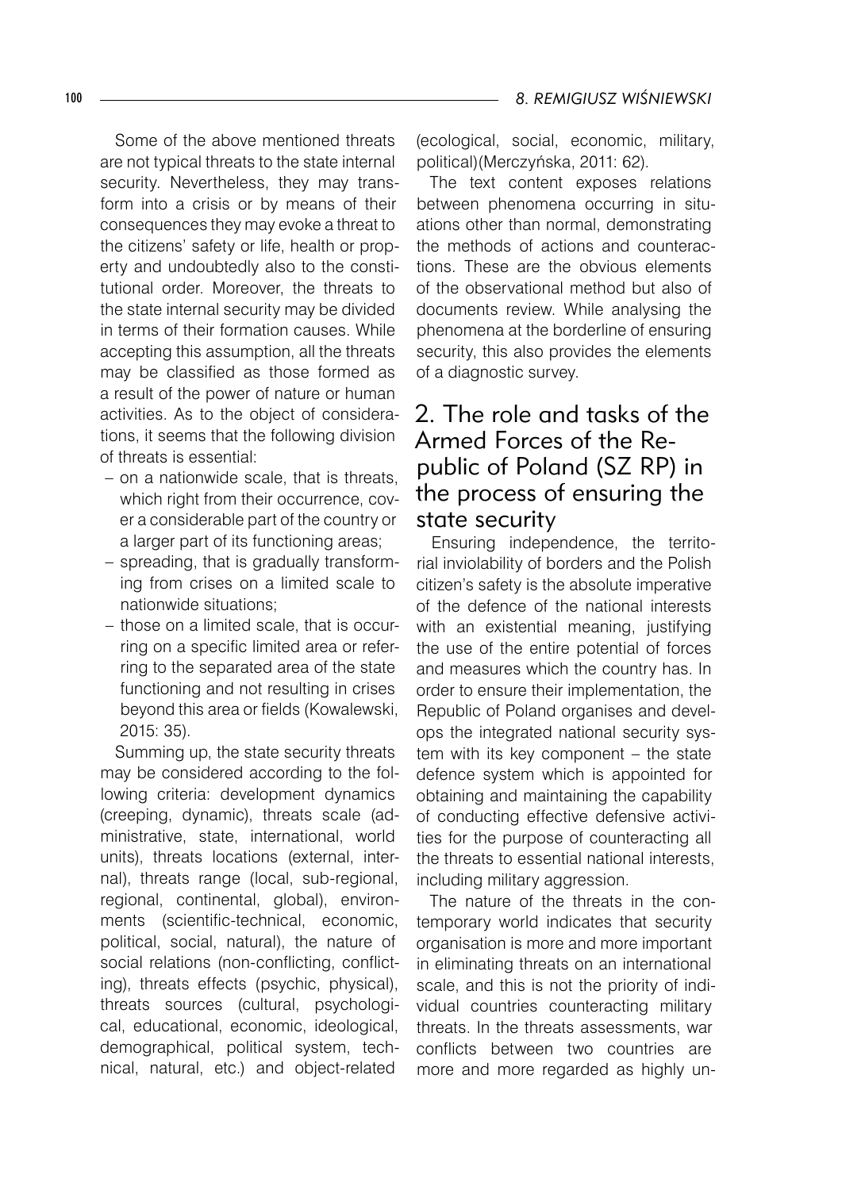Some of the above mentioned threats are not typical threats to the state internal security. Nevertheless, they may transform into a crisis or by means of their consequences they may evoke a threat to the citizens' safety or life, health or property and undoubtedly also to the constitutional order. Moreover, the threats to the state internal security may be divided in terms of their formation causes. While accepting this assumption, all the threats may be classified as those formed as a result of the power of nature or human activities. As to the object of considerations, it seems that the following division of threats is essential:

- on a nationwide scale, that is threats, which right from their occurrence, cover a considerable part of the country or a larger part of its functioning areas;
- spreading, that is gradually transforming from crises on a limited scale to nationwide situations;
- those on a limited scale, that is occurring on a specific limited area or referring to the separated area of the state functioning and not resulting in crises beyond this area or fields (Kowalewski, 2015: 35).

Summing up, the state security threats may be considered according to the following criteria: development dynamics (creeping, dynamic), threats scale (administrative, state, international, world units), threats locations (external, internal), threats range (local, sub-regional, regional, continental, global), environments (scientific-technical, economic, political, social, natural), the nature of social relations (non-conflicting, conflicting), threats effects (psychic, physical), threats sources (cultural, psychological, educational, economic, ideological, demographical, political system, technical, natural, etc.) and object-related (ecological, social, economic, military, political)(Merczyńska, 2011: 62).

The text content exposes relations between phenomena occurring in situations other than normal, demonstrating the methods of actions and counteractions. These are the obvious elements of the observational method but also of documents review. While analysing the phenomena at the borderline of ensuring security, this also provides the elements of a diagnostic survey.

## 2. The role and tasks of the Armed Forces of the Republic of Poland (SZ RP) in the process of ensuring the state security

Ensuring independence, the territorial inviolability of borders and the Polish citizen's safety is the absolute imperative of the defence of the national interests with an existential meaning, justifying the use of the entire potential of forces and measures which the country has. In order to ensure their implementation, the Republic of Poland organises and develops the integrated national security system with its key component – the state defence system which is appointed for obtaining and maintaining the capability of conducting effective defensive activities for the purpose of counteracting all the threats to essential national interests, including military aggression.

The nature of the threats in the contemporary world indicates that security organisation is more and more important in eliminating threats on an international scale, and this is not the priority of individual countries counteracting military threats. In the threats assessments, war conflicts between two countries are more and more regarded as highly un-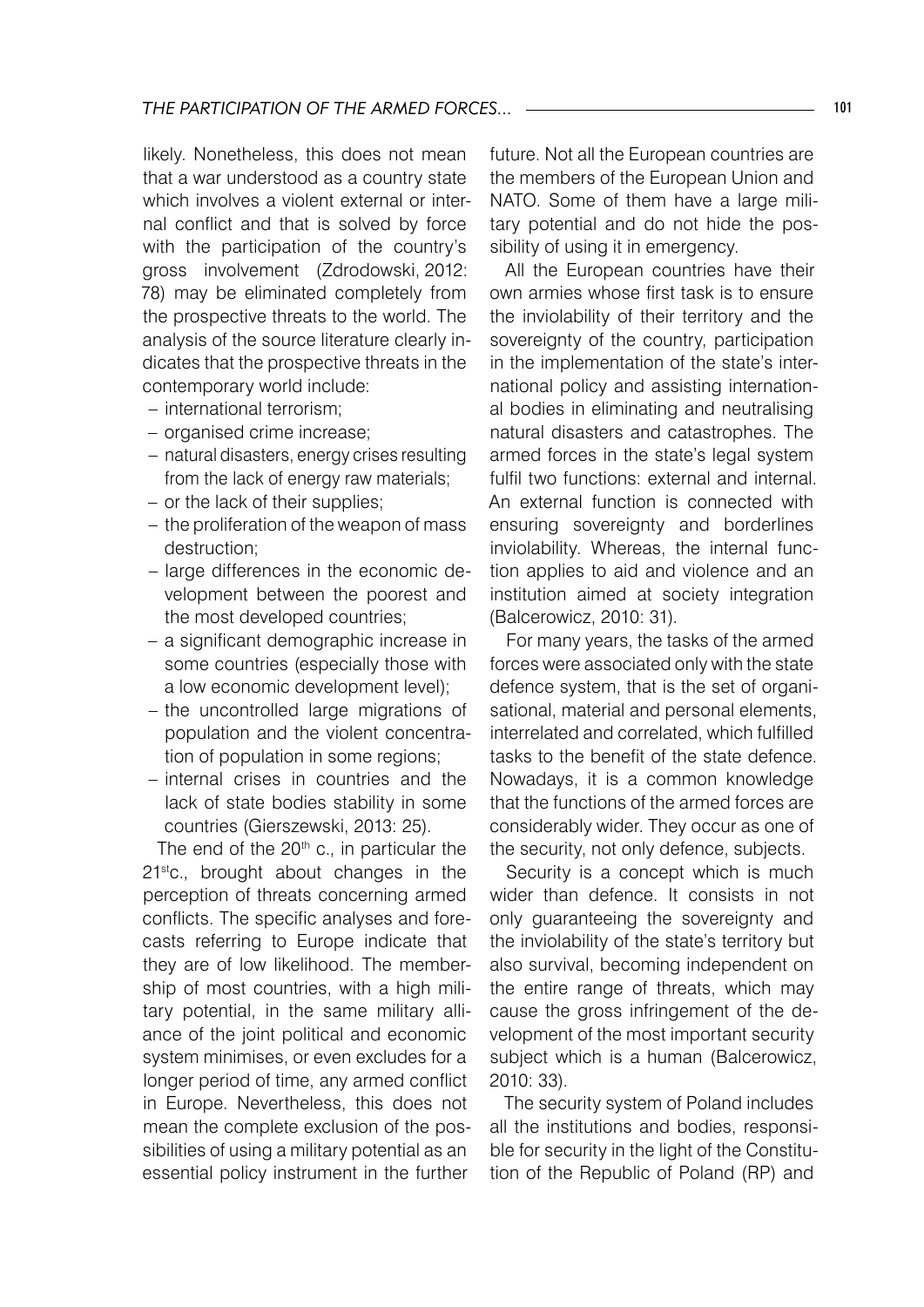likely. Nonetheless, this does not mean that a war understood as a country state which involves a violent external or internal conflict and that is solved by force with the participation of the country's gross involvement (Zdrodowski, 2012: 78) may be eliminated completely from the prospective threats to the world. The analysis of the source literature clearly indicates that the prospective threats in the contemporary world include:

- international terrorism;
- organised crime increase;
- natural disasters, energy crises resulting from the lack of energy raw materials;
- or the lack of their supplies;
- the proliferation of the weapon of mass destruction;
- large differences in the economic development between the poorest and the most developed countries;
- a significant demographic increase in some countries (especially those with a low economic development level);
- the uncontrolled large migrations of population and the violent concentration of population in some regions;
- internal crises in countries and the lack of state bodies stability in some countries (Gierszewski, 2013: 25).

The end of the 20th c., in particular the 21st c., brought about changes in the perception of threats concerning armed conflicts. The specific analyses and forecasts referring to Europe indicate that they are of low likelihood. The membership of most countries, with a high military potential, in the same military alliance of the joint political and economic system minimises, or even excludes for a longer period of time, any armed conflict in Europe. Nevertheless, this does not mean the complete exclusion of the possibilities of using a military potential as an essential policy instrument in the further future. Not all the European countries are the members of the European Union and NATO. Some of them have a large military potential and do not hide the possibility of using it in emergency.

All the European countries have their own armies whose first task is to ensure the inviolability of their territory and the sovereignty of the country, participation in the implementation of the state's international policy and assisting international bodies in eliminating and neutralising natural disasters and catastrophes. The armed forces in the state's legal system fulfil two functions: external and internal. An external function is connected with ensuring sovereignty and borderlines inviolability. Whereas, the internal function applies to aid and violence and an institution aimed at society integration (Balcerowicz, 2010: 31).

For many years, the tasks of the armed forces were associated only with the state defence system, that is the set of organisational, material and personal elements, interrelated and correlated, which fulfilled tasks to the benefit of the state defence. Nowadays, it is a common knowledge that the functions of the armed forces are considerably wider. They occur as one of the security, not only defence, subjects.

Security is a concept which is much wider than defence. It consists in not only guaranteeing the sovereignty and the inviolability of the state's territory but also survival, becoming independent on the entire range of threats, which may cause the gross infringement of the development of the most important security subject which is a human (Balcerowicz, 2010: 33).

The security system of Poland includes all the institutions and bodies, responsible for security in the light of the Constitution of the Republic of Poland (RP) and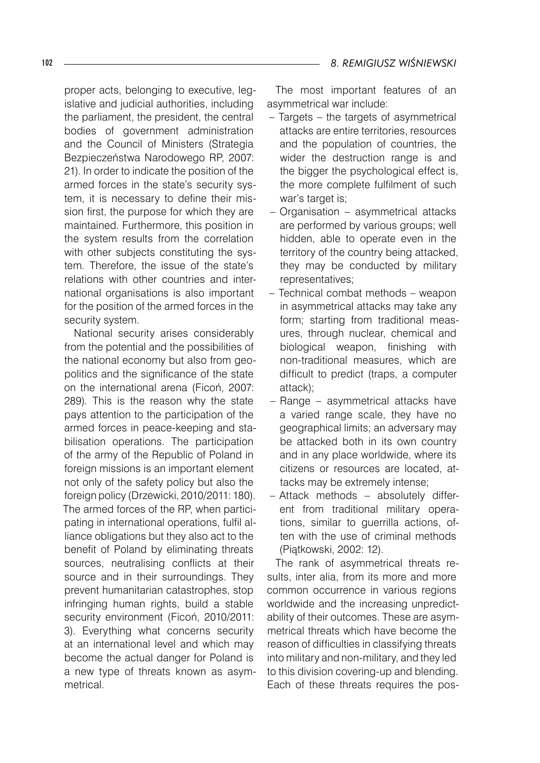proper acts, belonging to executive, legislative and judicial authorities, including the parliament, the president, the central bodies of government administration and the Council of Ministers (Strategia Bezpieczeństwa Narodowego RP, 2007: 21). In order to indicate the position of the armed forces in the state's security system, it is necessary to define their mission first, the purpose for which they are maintained. Furthermore, this position in the system results from the correlation with other subjects constituting the system. Therefore, the issue of the state's relations with other countries and international organisations is also important for the position of the armed forces in the security system.

National security arises considerably from the potential and the possibilities of the national economy but also from geopolitics and the significance of the state on the international arena (Ficoń, 2007: 289). This is the reason why the state pays attention to the participation of the armed forces in peace-keeping and stabilisation operations. The participation of the army of the Republic of Poland in foreign missions is an important element not only of the safety policy but also the foreign policy (Drzewicki, 2010/2011: 180). The armed forces of the RP, when participating in international operations, fulfil alliance obligations but they also act to the benefit of Poland by eliminating threats sources, neutralising conflicts at their source and in their surroundings. They prevent humanitarian catastrophes, stop infringing human rights, build a stable security environment (Ficoń, 2010/2011: 3). Everything what concerns security at an international level and which may become the actual danger for Poland is a new type of threats known as asymmetrical.

The most important features of an asymmetrical war include:

- Targets – the targets of asymmetrical attacks are entire territories, resources and the population of countries, the wider the destruction range is and the bigger the psychological effect is, the more complete fulfilment of such war's target is;
- Organisation – asymmetrical attacks are performed by various groups; well hidden, able to operate even in the territory of the country being attacked, they may be conducted by military representatives;
- Technical combat methods – weapon in asymmetrical attacks may take any form; starting from traditional measures, through nuclear, chemical and biological weapon, finishing with non-traditional measures, which are difficult to predict (traps, a computer attack);
- Range – asymmetrical attacks have a varied range scale, they have no geographical limits; an adversary may be attacked both in its own country and in any place worldwide, where its citizens or resources are located, attacks may be extremely intense;
- Attack methods – absolutely different from traditional military operations, similar to guerrilla actions, often with the use of criminal methods (Piątkowski, 2002: 12).

The rank of asymmetrical threats results, inter alia, from its more and more common occurrence in various regions worldwide and the increasing unpredictability of their outcomes. These are asymmetrical threats which have become the reason of difficulties in classifying threats into military and non-military, and they led to this division covering-up and blending. Each of these threats requires the pos-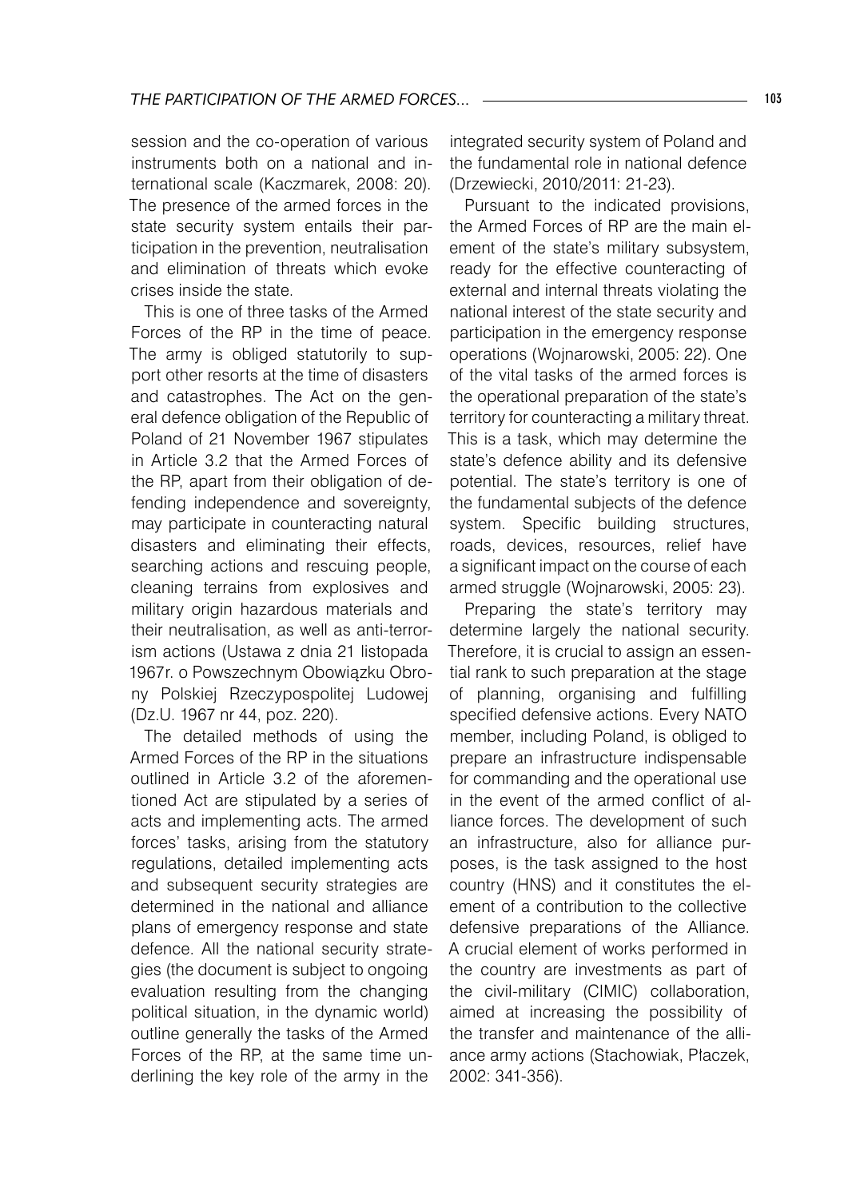session and the co-operation of various instruments both on a national and international scale (Kaczmarek, 2008: 20). The presence of the armed forces in the state security system entails their participation in the prevention, neutralisation and elimination of threats which evoke crises inside the state.

This is one of three tasks of the Armed Forces of the RP in the time of peace. The army is obliged statutorily to support other resorts at the time of disasters and catastrophes. The Act on the general defence obligation of the Republic of Poland of 21 November 1967 stipulates in Article 3.2 that the Armed Forces of the RP, apart from their obligation of defending independence and sovereignty, may participate in counteracting natural disasters and eliminating their effects, searching actions and rescuing people, cleaning terrains from explosives and military origin hazardous materials and their neutralisation, as well as anti-terrorism actions (Ustawa z dnia 21 listopada 1967r. o Powszechnym Obowiązku Obrony Polskiej Rzeczypospolitej Ludowej (Dz.U. 1967 nr 44, poz. 220).

The detailed methods of using the Armed Forces of the RP in the situations outlined in Article 3.2 of the aforementioned Act are stipulated by a series of acts and implementing acts. The armed forces' tasks, arising from the statutory regulations, detailed implementing acts and subsequent security strategies are determined in the national and alliance plans of emergency response and state defence. All the national security strategies (the document is subject to ongoing evaluation resulting from the changing political situation, in the dynamic world) outline generally the tasks of the Armed Forces of the RP, at the same time underlining the key role of the army in the integrated security system of Poland and the fundamental role in national defence (Drzewiecki, 2010/2011: 21-23).

Pursuant to the indicated provisions, the Armed Forces of RP are the main element of the state's military subsystem, ready for the effective counteracting of external and internal threats violating the national interest of the state security and participation in the emergency response operations (Wojnarowski, 2005: 22). One of the vital tasks of the armed forces is the operational preparation of the state's territory for counteracting a military threat. This is a task, which may determine the state's defence ability and its defensive potential. The state's territory is one of the fundamental subjects of the defence system. Specific building structures, roads, devices, resources, relief have a significant impact on the course of each armed struggle (Wojnarowski, 2005: 23).

Preparing the state's territory may determine largely the national security. Therefore, it is crucial to assign an essential rank to such preparation at the stage of planning, organising and fulfilling specified defensive actions. Every NATO member, including Poland, is obliged to prepare an infrastructure indispensable for commanding and the operational use in the event of the armed conflict of alliance forces. The development of such an infrastructure, also for alliance purposes, is the task assigned to the host country (HNS) and it constitutes the element of a contribution to the collective defensive preparations of the Alliance. A crucial element of works performed in the country are investments as part of the civil-military (CIMIC) collaboration, aimed at increasing the possibility of the transfer and maintenance of the alliance army actions (Stachowiak, Płaczek, 2002: 341-356).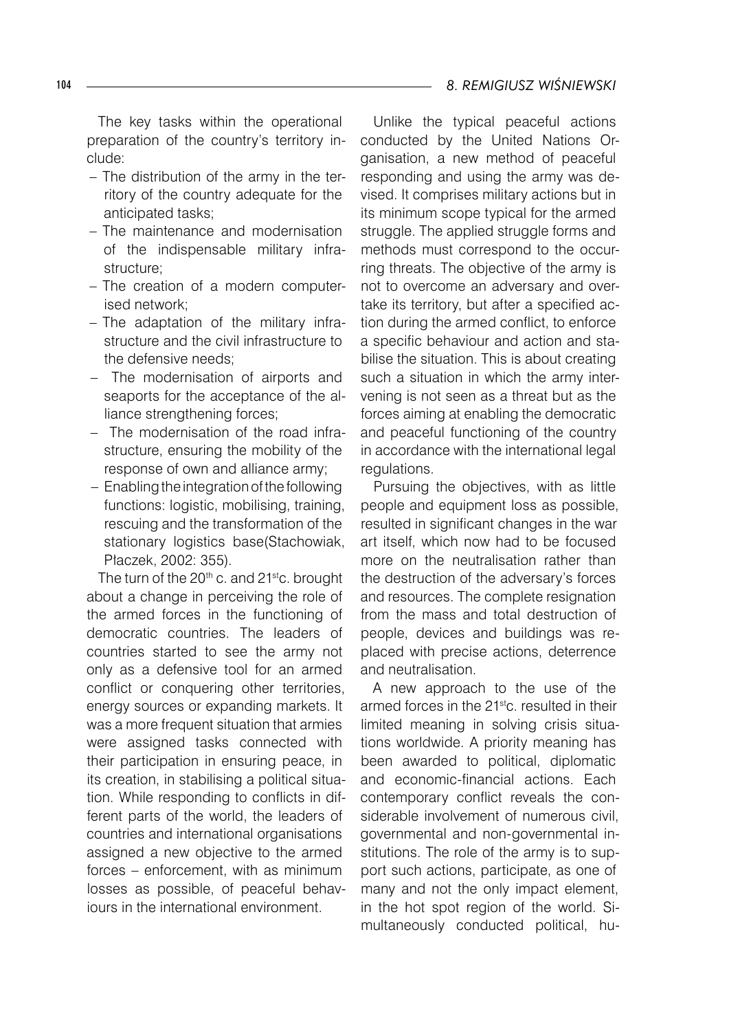The key tasks within the operational preparation of the country's territory include:

- The distribution of the army in the territory of the country adequate for the anticipated tasks;
- The maintenance and modernisation of the indispensable military infrastructure;
- The creation of a modern computerised network;
- The adaptation of the military infrastructure and the civil infrastructure to the defensive needs;
- The modernisation of airports and seaports for the acceptance of the alliance strengthening forces;
- The modernisation of the road infrastructure, ensuring the mobility of the response of own and alliance army;
- Enabling the integration of the following functions: logistic, mobilising, training, rescuing and the transformation of the stationary logistics base(Stachowiak, Płaczek, 2002: 355).

The turn of the 20th c. and 21st c. brought about a change in perceiving the role of the armed forces in the functioning of democratic countries. The leaders of countries started to see the army not only as a defensive tool for an armed conflict or conquering other territories, energy sources or expanding markets. It was a more frequent situation that armies were assigned tasks connected with their participation in ensuring peace, in its creation, in stabilising a political situation. While responding to conflicts in different parts of the world, the leaders of countries and international organisations assigned a new objective to the armed forces – enforcement, with as minimum losses as possible, of peaceful behaviours in the international environment.

Unlike the typical peaceful actions conducted by the United Nations Organisation, a new method of peaceful responding and using the army was devised. It comprises military actions but in its minimum scope typical for the armed struggle. The applied struggle forms and methods must correspond to the occurring threats. The objective of the army is not to overcome an adversary and overtake its territory, but after a specified action during the armed conflict, to enforce a specific behaviour and action and stabilise the situation. This is about creating such a situation in which the army intervening is not seen as a threat but as the forces aiming at enabling the democratic and peaceful functioning of the country in accordance with the international legal regulations.

Pursuing the objectives, with as little people and equipment loss as possible, resulted in significant changes in the war art itself, which now had to be focused more on the neutralisation rather than the destruction of the adversary's forces and resources. The complete resignation from the mass and total destruction of people, devices and buildings was replaced with precise actions, deterrence and neutralisation.

A new approach to the use of the armed forces in the 21st c. resulted in their limited meaning in solving crisis situations worldwide. A priority meaning has been awarded to political, diplomatic and economic-financial actions. Each contemporary conflict reveals the considerable involvement of numerous civil, governmental and non-governmental institutions. The role of the army is to support such actions, participate, as one of many and not the only impact element, in the hot spot region of the world. Simultaneously conducted political, hu-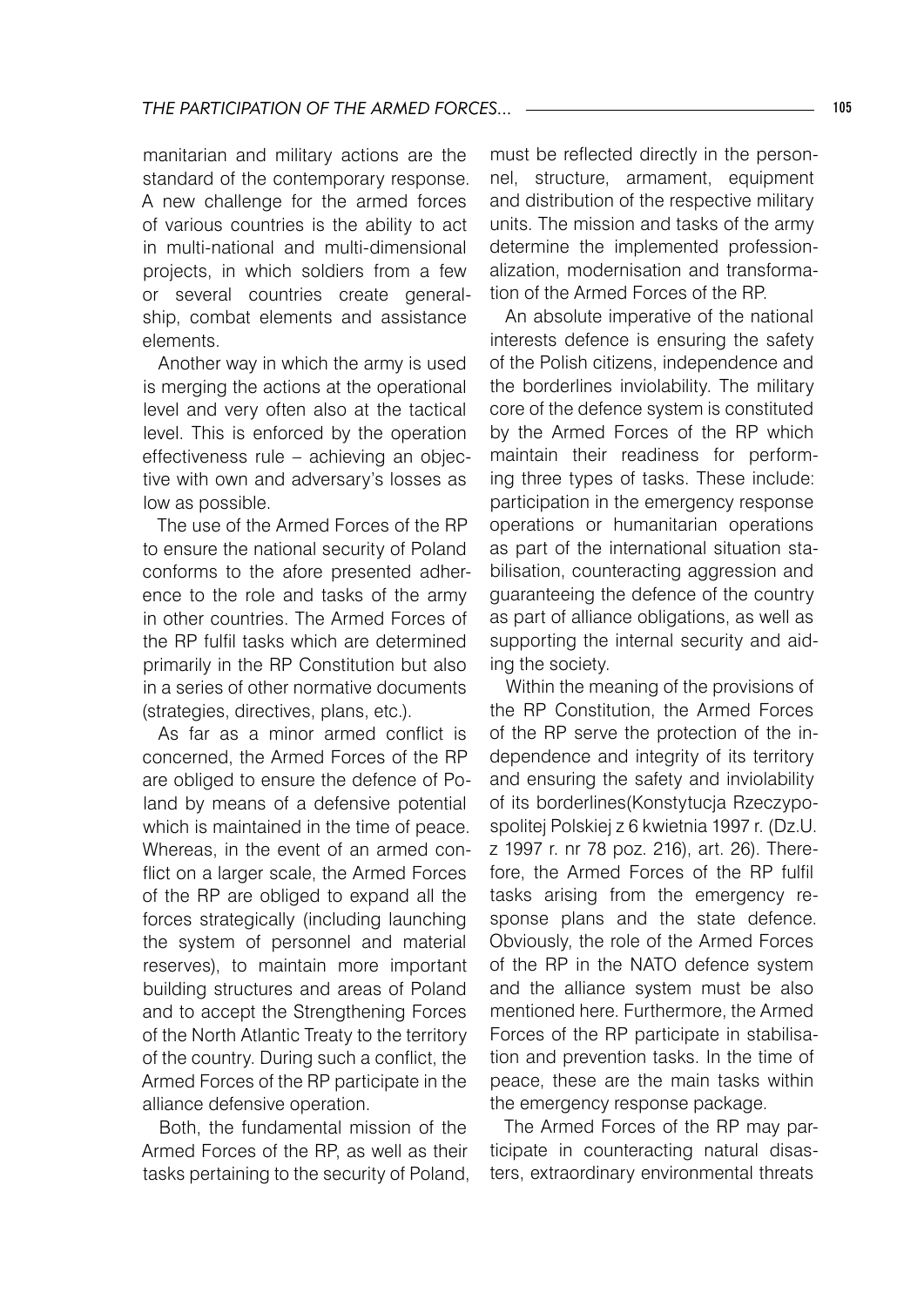manitarian and military actions are the standard of the contemporary response. A new challenge for the armed forces of various countries is the ability to act in multi-national and multi-dimensional projects, in which soldiers from a few or several countries create generalship, combat elements and assistance elements.

Another way in which the army is used is merging the actions at the operational level and very often also at the tactical level. This is enforced by the operation effectiveness rule – achieving an objective with own and adversary's losses as low as possible.

The use of the Armed Forces of the RP to ensure the national security of Poland conforms to the afore presented adherence to the role and tasks of the army in other countries. The Armed Forces of the RP fulfil tasks which are determined primarily in the RP Constitution but also in a series of other normative documents (strategies, directives, plans, etc.).

As far as a minor armed conflict is concerned, the Armed Forces of the RP are obliged to ensure the defence of Poland by means of a defensive potential which is maintained in the time of peace. Whereas, in the event of an armed conflict on a larger scale, the Armed Forces of the RP are obliged to expand all the forces strategically (including launching the system of personnel and material reserves), to maintain more important building structures and areas of Poland and to accept the Strengthening Forces of the North Atlantic Treaty to the territory of the country. During such a conflict, the Armed Forces of the RP participate in the alliance defensive operation.

Both, the fundamental mission of the Armed Forces of the RP, as well as their tasks pertaining to the security of Poland, must be reflected directly in the personnel, structure, armament, equipment and distribution of the respective military units. The mission and tasks of the army determine the implemented professionalization, modernisation and transformation of the Armed Forces of the RP.

An absolute imperative of the national interests defence is ensuring the safety of the Polish citizens, independence and the borderlines inviolability. The military core of the defence system is constituted by the Armed Forces of the RP which maintain their readiness for performing three types of tasks. These include: participation in the emergency response operations or humanitarian operations as part of the international situation stabilisation, counteracting aggression and guaranteeing the defence of the country as part of alliance obligations, as well as supporting the internal security and aiding the society.

Within the meaning of the provisions of the RP Constitution, the Armed Forces of the RP serve the protection of the independence and integrity of its territory and ensuring the safety and inviolability of its borderlines(Konstytucja Rzeczypospolitej Polskiej z 6 kwietnia 1997 r. (Dz.U. z 1997 r. nr 78 poz. 216), art. 26). Therefore, the Armed Forces of the RP fulfil tasks arising from the emergency response plans and the state defence. Obviously, the role of the Armed Forces of the RP in the NATO defence system and the alliance system must be also mentioned here. Furthermore, the Armed Forces of the RP participate in stabilisation and prevention tasks. In the time of peace, these are the main tasks within the emergency response package.

The Armed Forces of the RP may participate in counteracting natural disasters, extraordinary environmental threats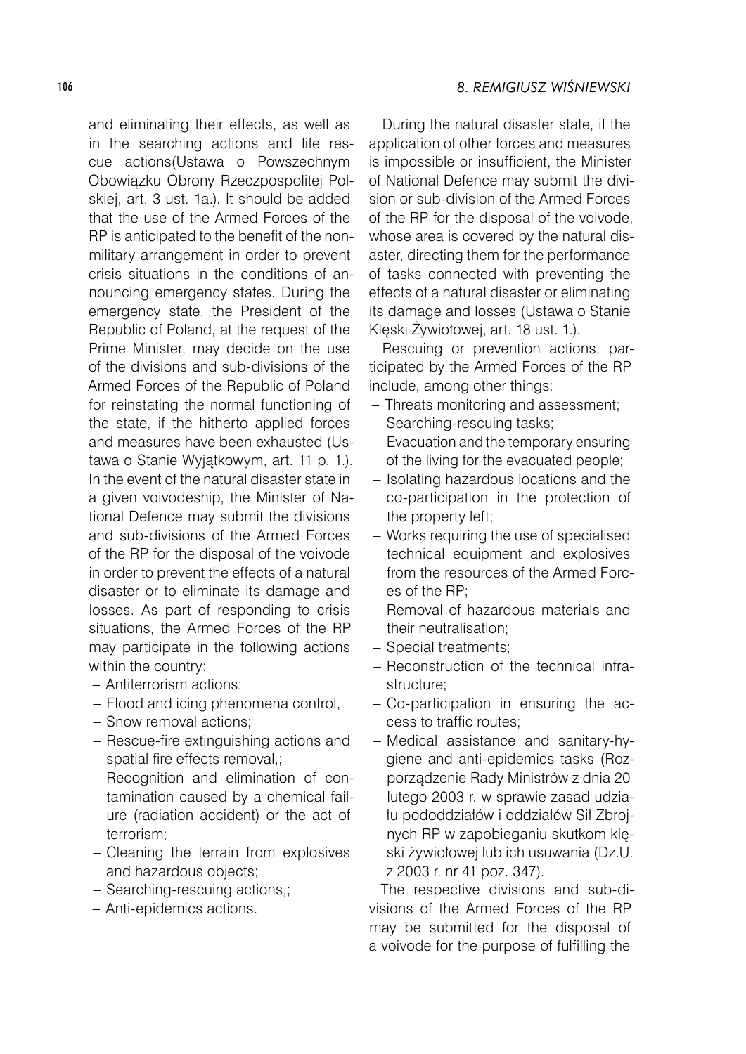and eliminating their effects, as well as in the searching actions and life rescue actions(Ustawa o Powszechnym Obowiązku Obrony Rzeczpospolitej Polskiej, art. 3 ust. 1a.). It should be added that the use of the Armed Forces of the RP is anticipated to the benefit of the non-military arrangement in order to prevent crisis situations in the conditions of announcing emergency states. During the emergency state, the President of the Republic of Poland, at the request of the Prime Minister, may decide on the use of the divisions and sub-divisions of the Armed Forces of the Republic of Poland for reinstating the normal functioning of the state, if the hitherto applied forces and measures have been exhausted (Ustawa o Stanie Wyjątkowym, art. 11 p. 1.). In the event of the natural disaster state in a given voivodeship, the Minister of National Defence may submit the divisions and sub-divisions of the Armed Forces of the RP for the disposal of the voivode in order to prevent the effects of a natural disaster or to eliminate its damage and losses. As part of responding to crisis situations, the Armed Forces of the RP may participate in the following actions within the country:

- Antiterrorism actions;
- Flood and icing phenomena control,
- Snow removal actions;
- Rescue-fire extinguishing actions and spatial fire effects removal,;
- Recognition and elimination of contamination caused by a chemical failure (radiation accident) or the act of terrorism;
- Cleaning the terrain from explosives and hazardous objects;
- Searching-rescuing actions,;
- Anti-epidemics actions.

During the natural disaster state, if the application of other forces and measures is impossible or insufficient, the Minister of National Defence may submit the division or sub-division of the Armed Forces of the RP for the disposal of the voivode, whose area is covered by the natural disaster, directing them for the performance of tasks connected with preventing the effects of a natural disaster or eliminating its damage and losses (Ustawa o Stanie Klęski Żywiołowej, art. 18 ust. 1.).

Rescuing or prevention actions, participated by the Armed Forces of the RP include, among other things:

- Threats monitoring and assessment;
- Searching-rescuing tasks;
- Evacuation and the temporary ensuring of the living for the evacuated people;
- Isolating hazardous locations and the co-participation in the protection of the property left;
- Works requiring the use of specialised technical equipment and explosives from the resources of the Armed Forces of the RP;
- Removal of hazardous materials and their neutralisation;
- Special treatments;
- Reconstruction of the technical infrastructure;
- Co-participation in ensuring the access to traffic routes;
- Medical assistance and sanitary-hygiene and anti-epidemics tasks (Rozporządzenie Rady Ministrów z dnia 20 lutego 2003 r. w sprawie zasad udziału pododdziałów i oddziałów Sił Zbrojnych RP w zapobieganiu skutkom klęski żywiołowej lub ich usuwania (Dz.U. z 2003 r. nr 41 poz. 347).

The respective divisions and sub-divisions of the Armed Forces of the RP may be submitted for the disposal of a voivode for the purpose of fulfilling the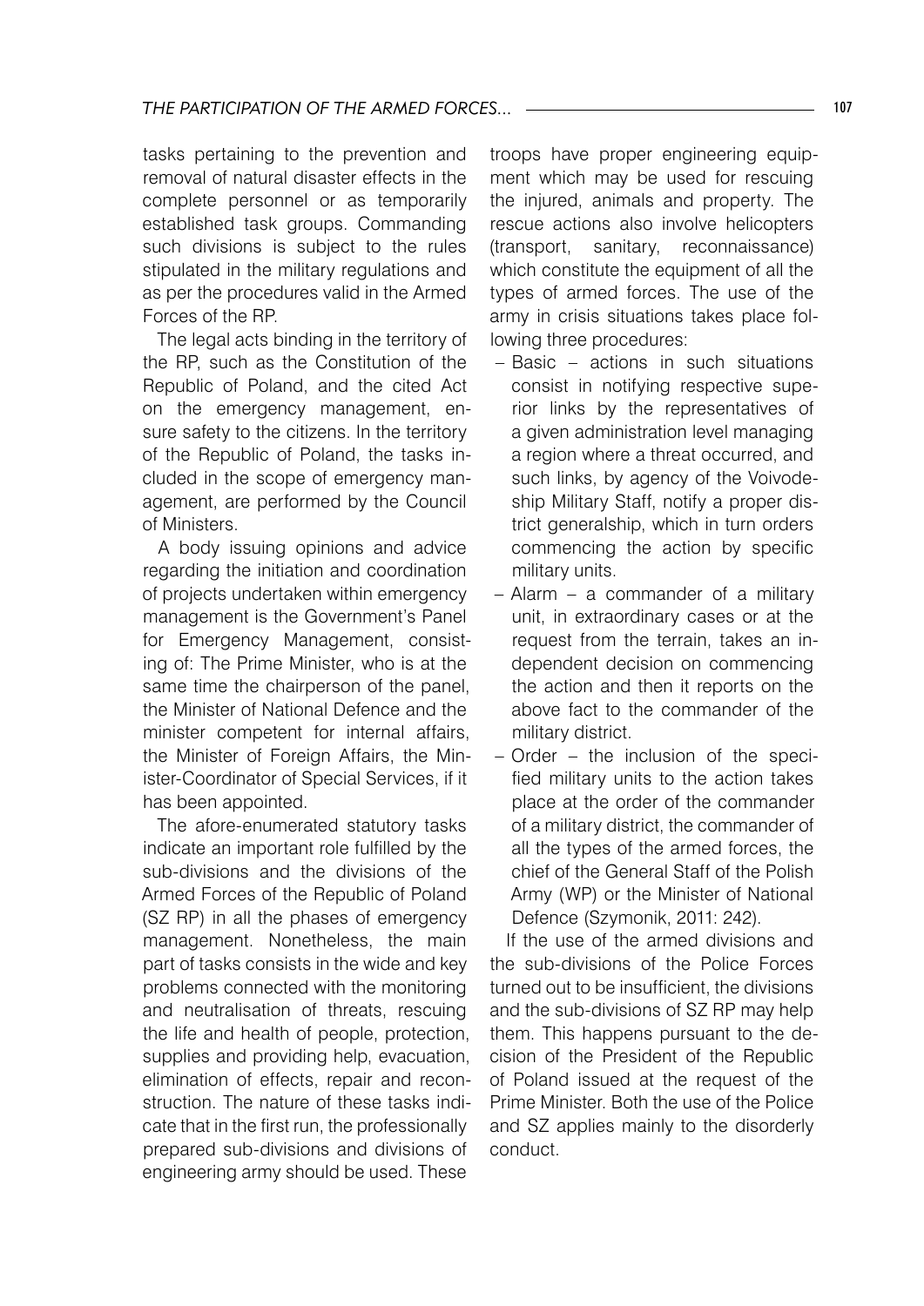tasks pertaining to the prevention and removal of natural disaster effects in the complete personnel or as temporarily established task groups. Commanding such divisions is subject to the rules stipulated in the military regulations and as per the procedures valid in the Armed Forces of the RP.

The legal acts binding in the territory of the RP, such as the Constitution of the Republic of Poland, and the cited Act on the emergency management, ensure safety to the citizens. In the territory of the Republic of Poland, the tasks included in the scope of emergency management, are performed by the Council of Ministers.

A body issuing opinions and advice regarding the initiation and coordination of projects undertaken within emergency management is the Government's Panel for Emergency Management, consisting of: The Prime Minister, who is at the same time the chairperson of the panel, the Minister of National Defence and the minister competent for internal affairs, the Minister of Foreign Affairs, the Minister-Coordinator of Special Services, if it has been appointed.

The afore-enumerated statutory tasks indicate an important role fulfilled by the sub-divisions and the divisions of the Armed Forces of the Republic of Poland (SZ RP) in all the phases of emergency management. Nonetheless, the main part of tasks consists in the wide and key problems connected with the monitoring and neutralisation of threats, rescuing the life and health of people, protection, supplies and providing help, evacuation, elimination of effects, repair and reconstruction. The nature of these tasks indicate that in the first run, the professionally prepared sub-divisions and divisions of engineering army should be used. These troops have proper engineering equipment which may be used for rescuing the injured, animals and property. The rescue actions also involve helicopters (transport, sanitary, reconnaissance) which constitute the equipment of all the types of armed forces. The use of the army in crisis situations takes place following three procedures:

– Basic – actions in such situations consist in notifying respective superior links by the representatives of a given administration level managing a region where a threat occurred, and such links, by agency of the Voivodeship Military Staff, notify a proper district generalship, which in turn orders commencing the action by specific military units.
– Alarm – a commander of a military unit, in extraordinary cases or at the request from the terrain, takes an independent decision on commencing the action and then it reports on the above fact to the commander of the military district.
– Order – the inclusion of the specified military units to the action takes place at the order of the commander of a military district, the commander of all the types of the armed forces, the chief of the General Staff of the Polish Army (WP) or the Minister of National Defence (Szymonik, 2011: 242).

If the use of the armed divisions and the sub-divisions of the Police Forces turned out to be insufficient, the divisions and the sub-divisions of SZ RP may help them. This happens pursuant to the decision of the President of the Republic of Poland issued at the request of the Prime Minister. Both the use of the Police and SZ applies mainly to the disorderly conduct.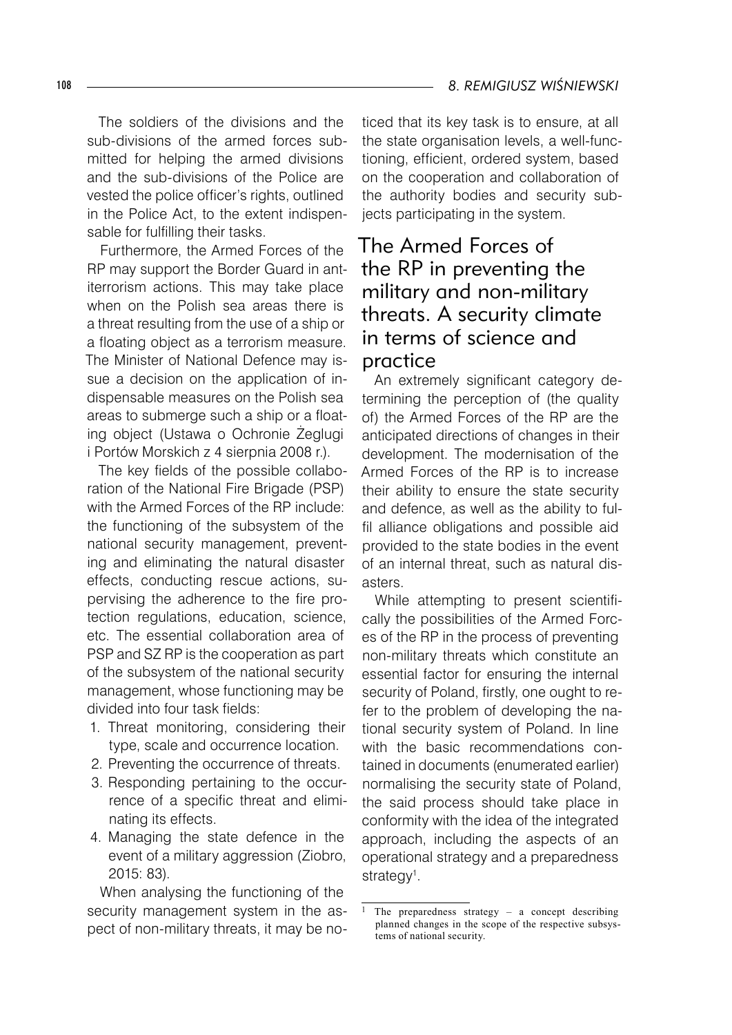The soldiers of the divisions and the sub-divisions of the armed forces submitted for helping the armed divisions and the sub-divisions of the Police are vested the police officer's rights, outlined in the Police Act, to the extent indispensable for fulfilling their tasks.

Furthermore, the Armed Forces of the RP may support the Border Guard in antiterrorism actions. This may take place when on the Polish sea areas there is a threat resulting from the use of a ship or a floating object as a terrorism measure. The Minister of National Defence may issue a decision on the application of indispensable measures on the Polish sea areas to submerge such a ship or a floating object (Ustawa o Ochronie Żeglugi i Portów Morskich z 4 sierpnia 2008 r.).

The key fields of the possible collaboration of the National Fire Brigade (PSP) with the Armed Forces of the RP include: the functioning of the subsystem of the national security management, preventing and eliminating the natural disaster effects, conducting rescue actions, supervising the adherence to the fire protection regulations, education, science, etc. The essential collaboration area of PSP and SZ RP is the cooperation as part of the subsystem of the national security management, whose functioning may be divided into four task fields:

1. Threat monitoring, considering their type, scale and occurrence location.
2. Preventing the occurrence of threats.
3. Responding pertaining to the occurrence of a specific threat and eliminating its effects.
4. Managing the state defence in the event of a military aggression (Ziobro, 2015: 83).

When analysing the functioning of the security management system in the aspect of non-military threats, it may be noticed that its key task is to ensure, at all the state organisation levels, a well-functioning, efficient, ordered system, based on the cooperation and collaboration of the authority bodies and security subjects participating in the system.

## The Armed Forces of the RP in preventing the military and non-military threats. A security climate in terms of science and practice

An extremely significant category determining the perception of (the quality of) the Armed Forces of the RP are the anticipated directions of changes in their development. The modernisation of the Armed Forces of the RP is to increase their ability to ensure the state security and defence, as well as the ability to fulfil alliance obligations and possible aid provided to the state bodies in the event of an internal threat, such as natural disasters.

While attempting to present scientifically the possibilities of the Armed Forces of the RP in the process of preventing non-military threats which constitute an essential factor for ensuring the internal security of Poland, firstly, one ought to refer to the problem of developing the national security system of Poland. In line with the basic recommendations contained in documents (enumerated earlier) normalising the security state of Poland, the said process should take place in conformity with the idea of the integrated approach, including the aspects of an operational strategy and a preparedness strategy[1].

[1] The preparedness strategy – a concept describing planned changes in the scope of the respective subsystems of national security.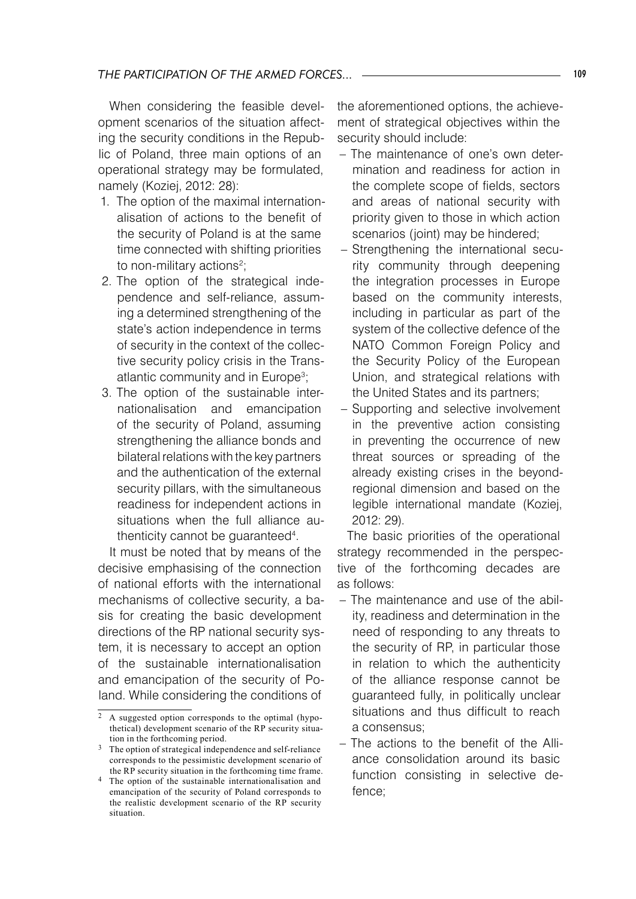When considering the feasible development scenarios of the situation affecting the security conditions in the Republic of Poland, three main options of an operational strategy may be formulated, namely (Koziej, 2012: 28):

1. The option of the maximal internationalisation of actions to the benefit of the security of Poland is at the same time connected with shifting priorities to non-military actions[2];
2. The option of the strategical independence and self-reliance, assuming a determined strengthening of the state's action independence in terms of security in the context of the collective security policy crisis in the Transatlantic community and in Europe[3];
3. The option of the sustainable internationalisation and emancipation of the security of Poland, assuming strengthening the alliance bonds and bilateral relations with the key partners and the authentication of the external security pillars, with the simultaneous readiness for independent actions in situations when the full alliance authenticity cannot be guaranteed[4].

It must be noted that by means of the decisive emphasising of the connection of national efforts with the international mechanisms of collective security, a basis for creating the basic development directions of the RP national security system, it is necessary to accept an option of the sustainable internationalisation and emancipation of the security of Poland. While considering the conditions of the aforementioned options, the achievement of strategical objectives within the security should include:

- The maintenance of one's own determination and readiness for action in the complete scope of fields, sectors and areas of national security with priority given to those in which action scenarios (joint) may be hindered;
- Strengthening the international security community through deepening the integration processes in Europe based on the community interests, including in particular as part of the system of the collective defence of the NATO Common Foreign Policy and the Security Policy of the European Union, and strategical relations with the United States and its partners;
- Supporting and selective involvement in the preventive action consisting in preventing the occurrence of new threat sources or spreading of the already existing crises in the beyond-regional dimension and based on the legible international mandate (Koziej, 2012: 29).

The basic priorities of the operational strategy recommended in the perspective of the forthcoming decades are as follows:

- The maintenance and use of the ability, readiness and determination in the need of responding to any threats to the security of RP, in particular those in relation to which the authenticity of the alliance response cannot be guaranteed fully, in politically unclear situations and thus difficult to reach a consensus;
- The actions to the benefit of the Alliance consolidation around its basic function consisting in selective defence;

---

[2] A suggested option corresponds to the optimal (hypothetical) development scenario of the RP security situation in the forthcoming period.

[3] The option of strategical independence and self-reliance corresponds to the pessimistic development scenario of the RP security situation in the forthcoming time frame.

[4] The option of the sustainable internationalisation and emancipation of the security of Poland corresponds to the realistic development scenario of the RP security situation.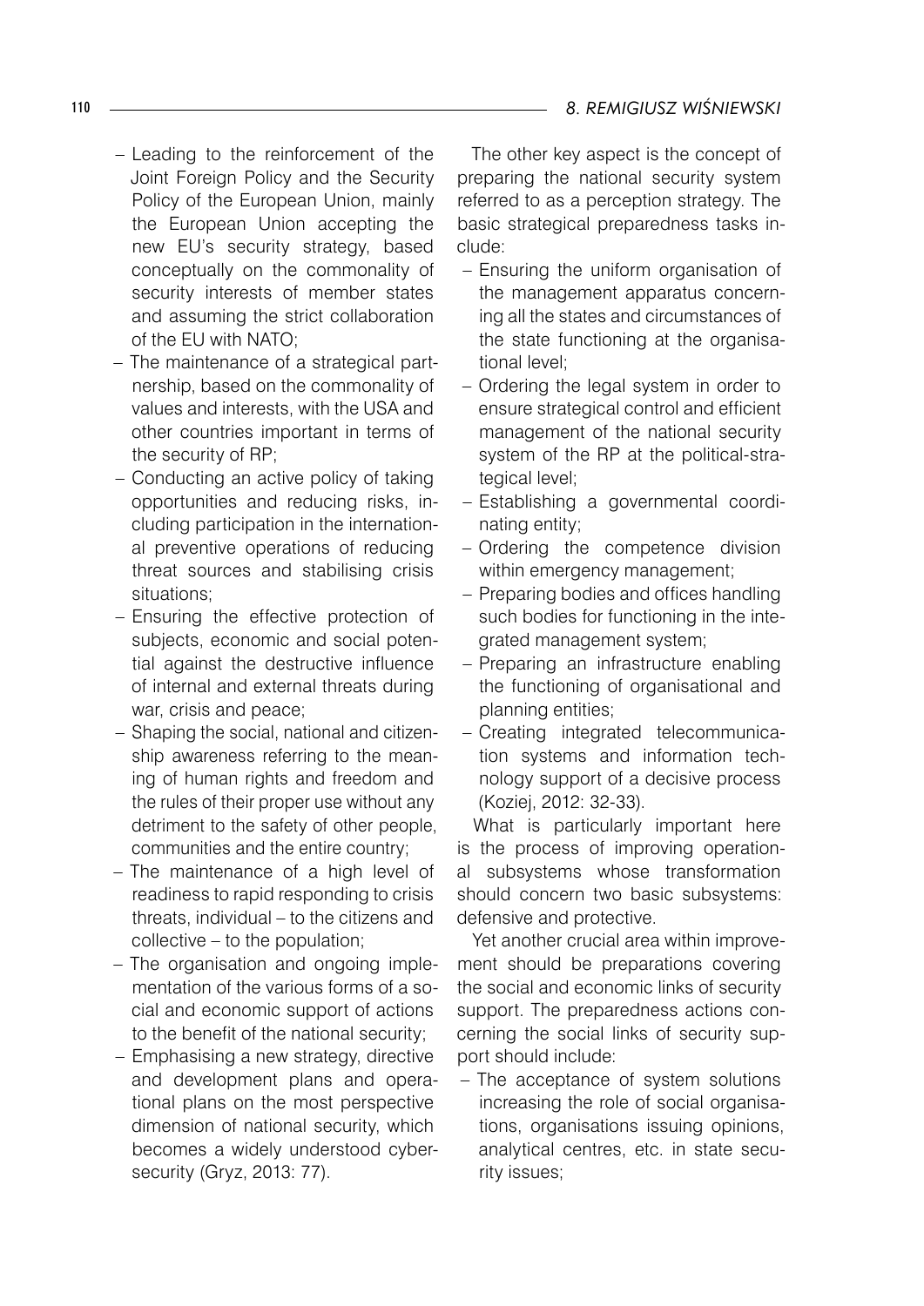- Leading to the reinforcement of the Joint Foreign Policy and the Security Policy of the European Union, mainly the European Union accepting the new EU's security strategy, based conceptually on the commonality of security interests of member states and assuming the strict collaboration of the EU with NATO;
- The maintenance of a strategical partnership, based on the commonality of values and interests, with the USA and other countries important in terms of the security of RP;
- Conducting an active policy of taking opportunities and reducing risks, including participation in the international preventive operations of reducing threat sources and stabilising crisis situations;
- Ensuring the effective protection of subjects, economic and social potential against the destructive influence of internal and external threats during war, crisis and peace;
- Shaping the social, national and citizenship awareness referring to the meaning of human rights and freedom and the rules of their proper use without any detriment to the safety of other people, communities and the entire country;
- The maintenance of a high level of readiness to rapid responding to crisis threats, individual – to the citizens and collective – to the population;
- The organisation and ongoing implementation of the various forms of a social and economic support of actions to the benefit of the national security;
- Emphasising a new strategy, directive and development plans and operational plans on the most perspective dimension of national security, which becomes a widely understood cybersecurity (Gryz, 2013: 77).

The other key aspect is the concept of preparing the national security system referred to as a perception strategy. The basic strategical preparedness tasks include:

- Ensuring the uniform organisation of the management apparatus concerning all the states and circumstances of the state functioning at the organisational level;
- Ordering the legal system in order to ensure strategical control and efficient management of the national security system of the RP at the political-strategical level;
- Establishing a governmental coordinating entity;
- Ordering the competence division within emergency management;
- Preparing bodies and offices handling such bodies for functioning in the integrated management system;
- Preparing an infrastructure enabling the functioning of organisational and planning entities;
- Creating integrated telecommunication systems and information technology support of a decisive process (Koziej, 2012: 32-33).

What is particularly important here is the process of improving operational subsystems whose transformation should concern two basic subsystems: defensive and protective.

Yet another crucial area within improvement should be preparations covering the social and economic links of security support. The preparedness actions concerning the social links of security support should include:

- The acceptance of system solutions increasing the role of social organisations, organisations issuing opinions, analytical centres, etc. in state security issues;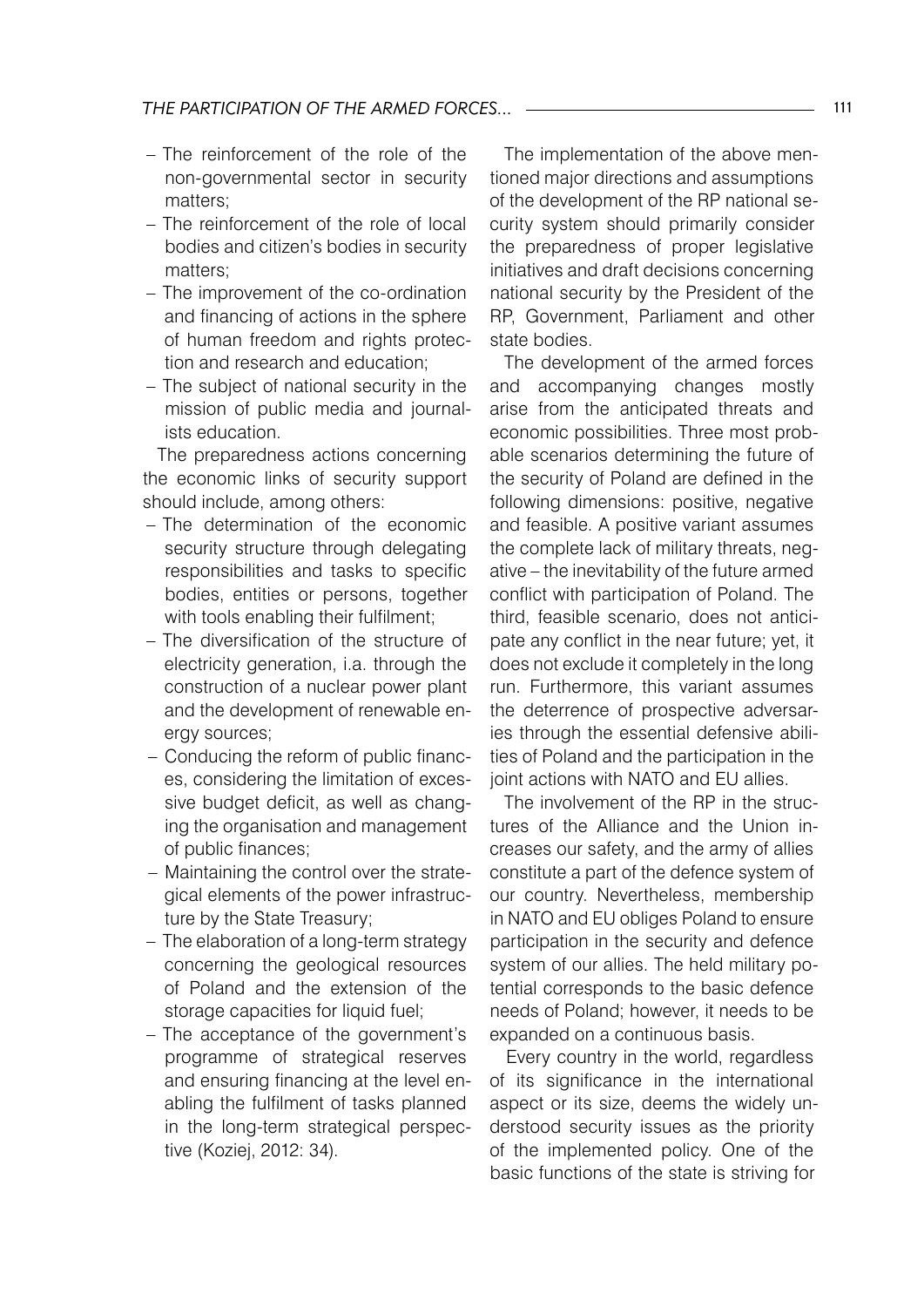- The reinforcement of the role of the non-governmental sector in security matters;
- The reinforcement of the role of local bodies and citizen's bodies in security matters;
- The improvement of the co-ordination and financing of actions in the sphere of human freedom and rights protection and research and education;
- The subject of national security in the mission of public media and journalists education.

The preparedness actions concerning the economic links of security support should include, among others:

- The determination of the economic security structure through delegating responsibilities and tasks to specific bodies, entities or persons, together with tools enabling their fulfilment;
- The diversification of the structure of electricity generation, i.a. through the construction of a nuclear power plant and the development of renewable energy sources;
- Conducing the reform of public finances, considering the limitation of excessive budget deficit, as well as changing the organisation and management of public finances;
- Maintaining the control over the strategical elements of the power infrastructure by the State Treasury;
- The elaboration of a long-term strategy concerning the geological resources of Poland and the extension of the storage capacities for liquid fuel;
- The acceptance of the government's programme of strategical reserves and ensuring financing at the level enabling the fulfilment of tasks planned in the long-term strategical perspective (Koziej, 2012: 34).

The implementation of the above mentioned major directions and assumptions of the development of the RP national security system should primarily consider the preparedness of proper legislative initiatives and draft decisions concerning national security by the President of the RP, Government, Parliament and other state bodies.

The development of the armed forces and accompanying changes mostly arise from the anticipated threats and economic possibilities. Three most probable scenarios determining the future of the security of Poland are defined in the following dimensions: positive, negative and feasible. A positive variant assumes the complete lack of military threats, negative – the inevitability of the future armed conflict with participation of Poland. The third, feasible scenario, does not anticipate any conflict in the near future; yet, it does not exclude it completely in the long run. Furthermore, this variant assumes the deterrence of prospective adversaries through the essential defensive abilities of Poland and the participation in the joint actions with NATO and EU allies.

The involvement of the RP in the structures of the Alliance and the Union increases our safety, and the army of allies constitute a part of the defence system of our country. Nevertheless, membership in NATO and EU obliges Poland to ensure participation in the security and defence system of our allies. The held military potential corresponds to the basic defence needs of Poland; however, it needs to be expanded on a continuous basis.

Every country in the world, regardless of its significance in the international aspect or its size, deems the widely understood security issues as the priority of the implemented policy. One of the basic functions of the state is striving for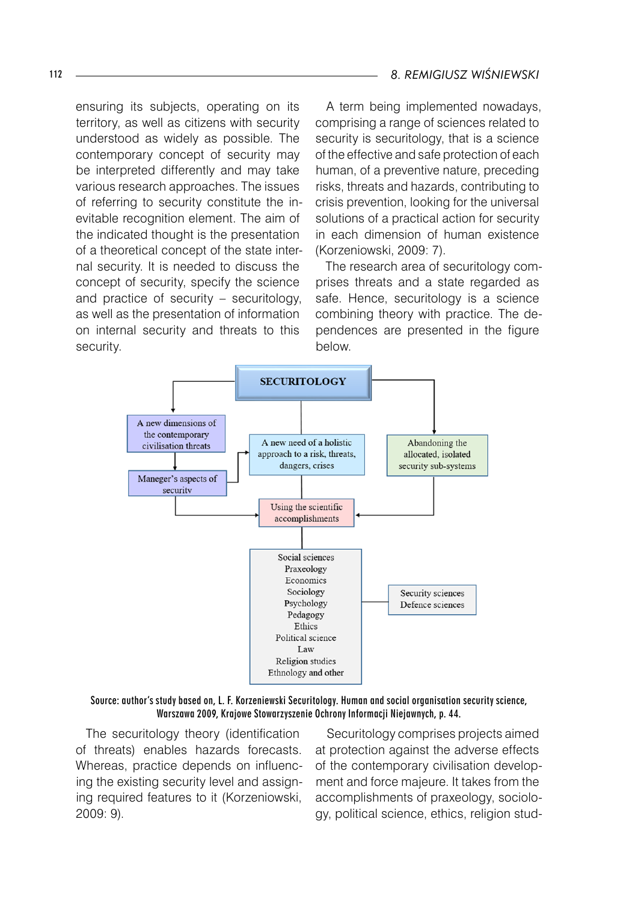ensuring its subjects, operating on its territory, as well as citizens with security understood as widely as possible. The contemporary concept of security may be interpreted differently and may take various research approaches. The issues of referring to security constitute the inevitable recognition element. The aim of the indicated thought is the presentation of a theoretical concept of the state internal security. It is needed to discuss the concept of security, specify the science and practice of security – securitology, as well as the presentation of information on internal security and threats to this security.

A term being implemented nowadays, comprising a range of sciences related to security is securitology, that is a science of the effective and safe protection of each human, of a preventive nature, preceding risks, threats and hazards, contributing to crisis prevention, looking for the universal solutions of a practical action for security in each dimension of human existence (Korzeniowski, 2009: 7).

The research area of securitology comprises threats and a state regarded as safe. Hence, securitology is a science combining theory with practice. The dependences are presented in the figure below.

SECURITOLOGY

A new dimensions of the contemporary civilisation threats

Maneger's aspects of securitv

A new need of a holistic approach to a risk, threats, dangers, crises

Abandoning the allocated, isolated security sub-systems

Using the scientific accomplishments

Social sciences
Praxeology
Economics
Sociology
Psychology
Pedagogy
Ethics
Political science
Law
Religion studies
Ethnology and other

Security sciences
Defence sciences

Source: author's study based on, L. F. Korzeniewski Securitology. Human and social organisation security science, Warszawa 2009, Krajowe Stowarzyszenie Ochrony Informacji Niejawnych, p. 44.

The securitology theory (identification of threats) enables hazards forecasts. Whereas, practice depends on influencing the existing security level and assigning required features to it (Korzeniowski, 2009: 9).

Securitology comprises projects aimed at protection against the adverse effects of the contemporary civilisation development and force majeure. It takes from the accomplishments of praxeology, sociology, political science, ethics, religion stud-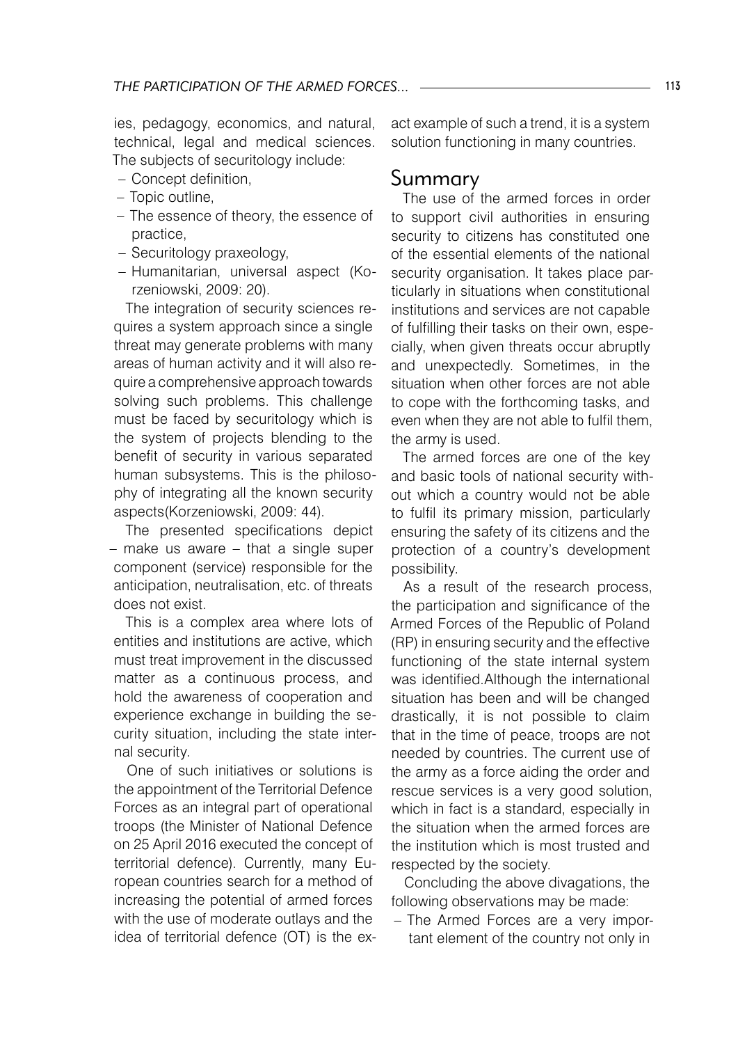ies, pedagogy, economics, and natural, technical, legal and medical sciences. The subjects of securitology include:

- Concept definition,
- Topic outline,
- The essence of theory, the essence of practice,
- Securitology praxeology,
- Humanitarian, universal aspect (Korzeniowski, 2009: 20).

The integration of security sciences requires a system approach since a single threat may generate problems with many areas of human activity and it will also require a comprehensive approach towards solving such problems. This challenge must be faced by securitology which is the system of projects blending to the benefit of security in various separated human subsystems. This is the philosophy of integrating all the known security aspects(Korzeniowski, 2009: 44).

The presented specifications depict – make us aware – that a single super component (service) responsible for the anticipation, neutralisation, etc. of threats does not exist.

This is a complex area where lots of entities and institutions are active, which must treat improvement in the discussed matter as a continuous process, and hold the awareness of cooperation and experience exchange in building the security situation, including the state internal security.

One of such initiatives or solutions is the appointment of the Territorial Defence Forces as an integral part of operational troops (the Minister of National Defence on 25 April 2016 executed the concept of territorial defence). Currently, many European countries search for a method of increasing the potential of armed forces with the use of moderate outlays and the idea of territorial defence (OT) is the exact example of such a trend, it is a system solution functioning in many countries.

## Summary

The use of the armed forces in order to support civil authorities in ensuring security to citizens has constituted one of the essential elements of the national security organisation. It takes place particularly in situations when constitutional institutions and services are not capable of fulfilling their tasks on their own, especially, when given threats occur abruptly and unexpectedly. Sometimes, in the situation when other forces are not able to cope with the forthcoming tasks, and even when they are not able to fulfil them, the army is used.

The armed forces are one of the key and basic tools of national security without which a country would not be able to fulfil its primary mission, particularly ensuring the safety of its citizens and the protection of a country's development possibility.

As a result of the research process, the participation and significance of the Armed Forces of the Republic of Poland (RP) in ensuring security and the effective functioning of the state internal system was identified.Although the international situation has been and will be changed drastically, it is not possible to claim that in the time of peace, troops are not needed by countries. The current use of the army as a force aiding the order and rescue services is a very good solution, which in fact is a standard, especially in the situation when the armed forces are the institution which is most trusted and respected by the society.

Concluding the above divagations, the following observations may be made:

- The Armed Forces are a very important element of the country not only in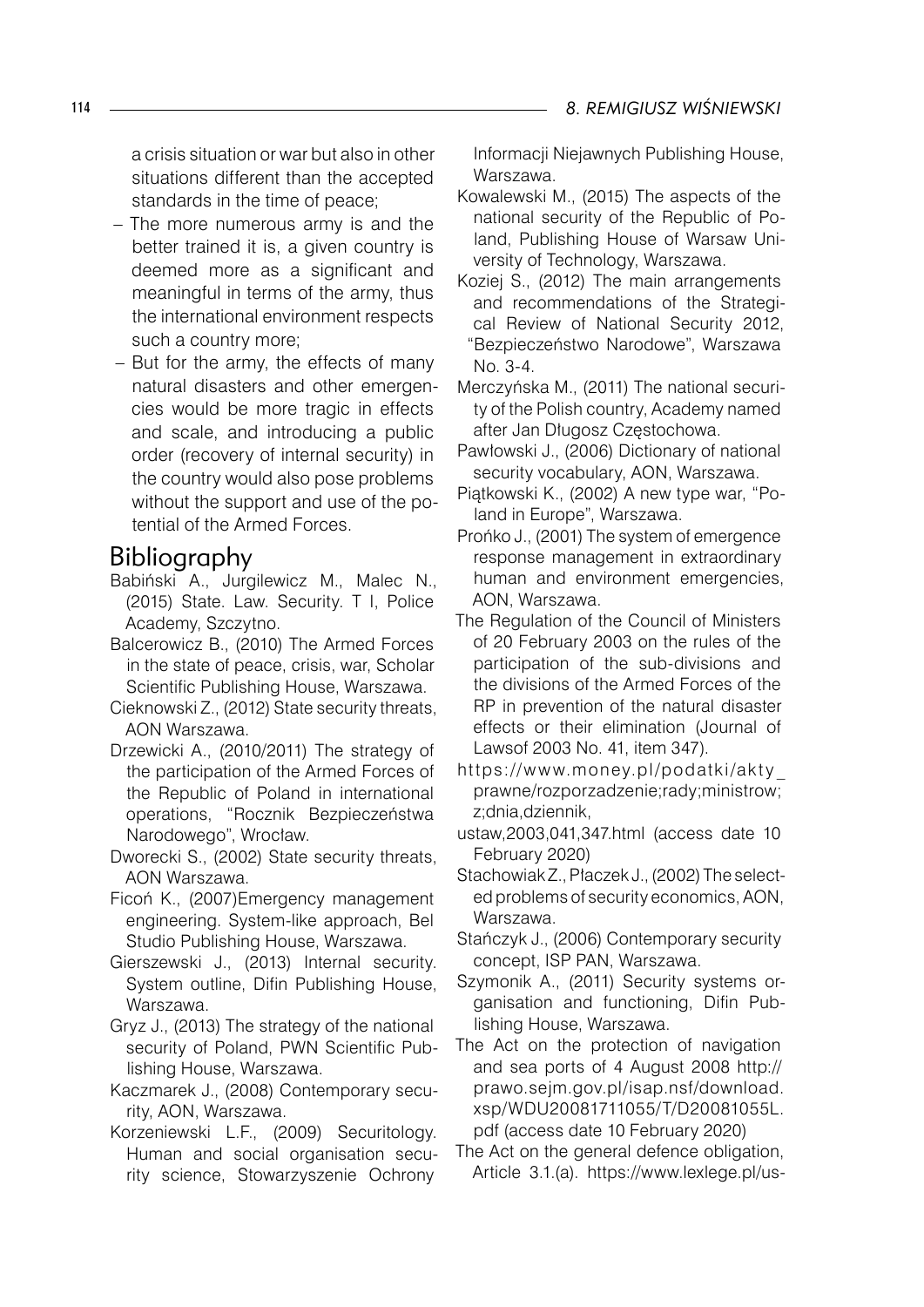a crisis situation or war but also in other situations different than the accepted standards in the time of peace;

- The more numerous army is and the better trained it is, a given country is deemed more as a significant and meaningful in terms of the army, thus the international environment respects such a country more;
- But for the army, the effects of many natural disasters and other emergencies would be more tragic in effects and scale, and introducing a public order (recovery of internal security) in the country would also pose problems without the support and use of the potential of the Armed Forces.

## Bibliography

Babiński A., Jurgilewicz M., Malec N., (2015) State. Law. Security. T I, Police Academy, Szczytno.

Balcerowicz B., (2010) The Armed Forces in the state of peace, crisis, war, Scholar Scientific Publishing House, Warszawa.

Cieknowski Z., (2012) State security threats, AON Warszawa.

Drzewicki A., (2010/2011) The strategy of the participation of the Armed Forces of the Republic of Poland in international operations, "Rocznik Bezpieczeństwa Narodowego", Wrocław.

Dworecki S., (2002) State security threats, AON Warszawa.

Ficoń K., (2007)Emergency management engineering. System-like approach, Bel Studio Publishing House, Warszawa.

Gierszewski J., (2013) Internal security. System outline, Difin Publishing House, Warszawa.

Gryz J., (2013) The strategy of the national security of Poland, PWN Scientific Publishing House, Warszawa.

Kaczmarek J., (2008) Contemporary security, AON, Warszawa.

Korzeniewski L.F., (2009) Securitology. Human and social organisation security science, Stowarzyszenie Ochrony Informacji Niejawnych Publishing House, Warszawa.

Kowalewski M., (2015) The aspects of the national security of the Republic of Poland, Publishing House of Warsaw University of Technology, Warszawa.

Koziej S., (2012) The main arrangements and recommendations of the Strategical Review of National Security 2012, "Bezpieczeństwo Narodowe", Warszawa No. 3-4.

Merczyńska M., (2011) The national security of the Polish country, Academy named after Jan Długosz Częstochowa.

Pawłowski J., (2006) Dictionary of national security vocabulary, AON, Warszawa.

Piątkowski K., (2002) A new type war, "Poland in Europe", Warszawa.

Prońko J., (2001) The system of emergence response management in extraordinary human and environment emergencies, AON, Warszawa.

The Regulation of the Council of Ministers of 20 February 2003 on the rules of the participation of the sub-divisions and the divisions of the Armed Forces of the RP in prevention of the natural disaster effects or their elimination (Journal of Lawsof 2003 No. 41, item 347). https://www.money.pl/podatki/akty_prawne/rozporzadzenie;rady;ministrow;z;dnia,dziennik,

ustaw,2003,041,347.html (access date 10 February 2020)

Stachowiak Z., Płaczek J., (2002) The selected problems of security economics, AON, Warszawa.

Stańczyk J., (2006) Contemporary security concept, ISP PAN, Warszawa.

Szymonik A., (2011) Security systems organisation and functioning, Difin Publishing House, Warszawa.

The Act on the protection of navigation and sea ports of 4 August 2008 http://prawo.sejm.gov.pl/isap.nsf/download.xsp/WDU20081711055/T/D20081055L.pdf (access date 10 February 2020)

The Act on the general defence obligation, Article 3.1.(a). https://www.lexlege.pl/us-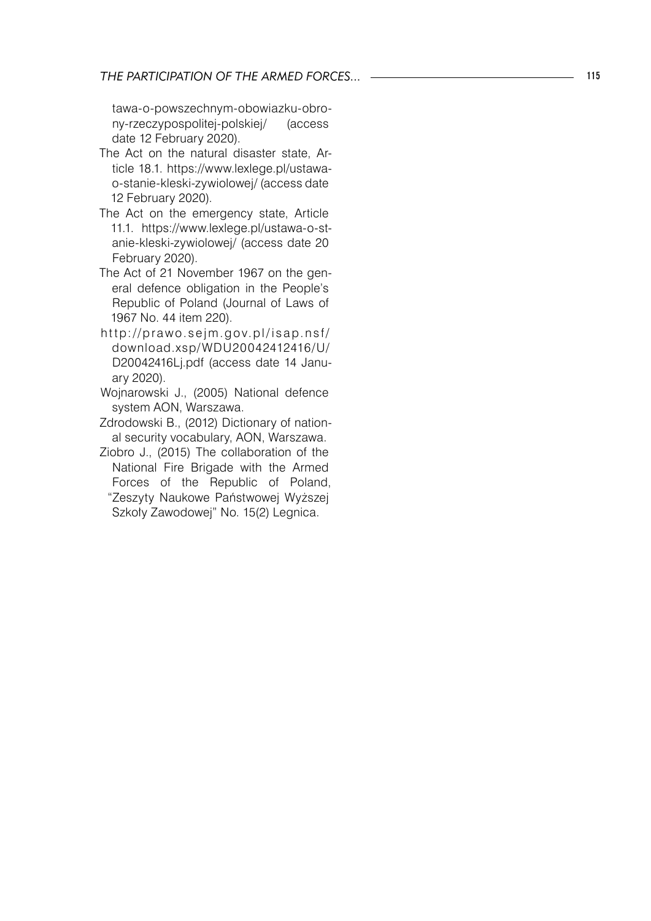tawa-o-powszechnym-obowiazku-obrony-rzeczypospolitej-polskiej/ (access date 12 February 2020).

The Act on the natural disaster state, Article 18.1. https://www.lexlege.pl/ustawa-o-stanie-kleski-zywiolowej/ (access date 12 February 2020).

The Act on the emergency state, Article 11.1. https://www.lexlege.pl/ustawa-o-stanie-kleski-zywiolowej/ (access date 20 February 2020).

The Act of 21 November 1967 on the general defence obligation in the People's Republic of Poland (Journal of Laws of 1967 No. 44 item 220).

http://prawo.sejm.gov.pl/isap.nsf/download.xsp/WDU20042412416/U/D20042416Lj.pdf (access date 14 January 2020).

Wojnarowski J., (2005) National defence system AON, Warszawa.

Zdrodowski B., (2012) Dictionary of national security vocabulary, AON, Warszawa.

Ziobro J., (2015) The collaboration of the National Fire Brigade with the Armed Forces of the Republic of Poland, "Zeszyty Naukowe Państwowej Wyższej Szkoły Zawodowej" No. 15(2) Legnica.